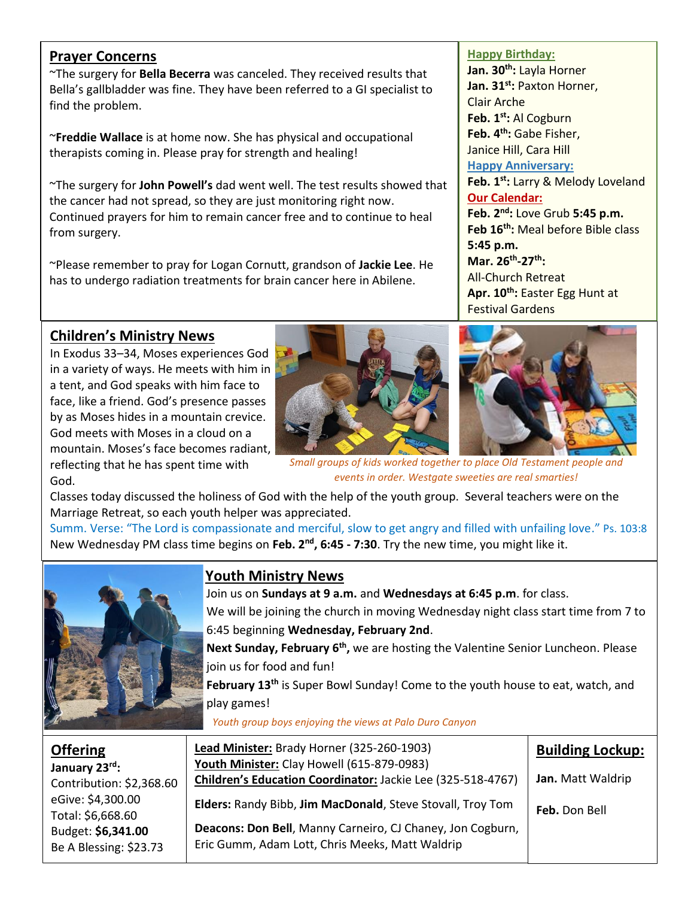## Prayer Concerns

~The surgery for **Bella Becerra** was canceled. They received results that Bella's gallbladder was fine. They have been referred to a GI specialist to find the problem.

~**Freddie Wallace** is at home now. She has physical and occupational therapists coming in. Please pray for strength and healing!

~The surgery for **John Powell's** dad went well. The test results showed that the cancer had not spread, so they are just monitoring right now. Continued prayers for him to remain cancer free and to continue to heal from surgery.

~Please remember to pray for Logan Cornutt, grandson of **Jackie Lee**. He has to undergo radiation treatments for brain cancer here in Abilene.

**Happy Birthday:**

**Jan. 30th:** Layla Horner
**Jan. 31st:** Paxton Horner, Clair Arche
**Feb. 1st:** Al Cogburn
**Feb. 4th:** Gabe Fisher, Janice Hill, Cara Hill

**Happy Anniversary:**

**Feb. 1st:** Larry & Melody Loveland

**Our Calendar:**

**Feb. 2nd:** Love Grub **5:45 p.m.**
**Feb 16th:** Meal before Bible class **5:45 p.m.**
**Mar. 26th-27th:** All-Church Retreat
**Apr. 10th:** Easter Egg Hunt at Festival Gardens

## Children's Ministry News

In Exodus 33–34, Moses experiences God in a variety of ways. He meets with him in a tent, and God speaks with him face to face, like a friend. God's presence passes by as Moses hides in a mountain crevice. God meets with Moses in a cloud on a mountain. Moses's face becomes radiant, reflecting that he has spent time with God.

*Small groups of kids worked together to place Old Testament people and events in order. Westgate sweeties are real smarties!*

Classes today discussed the holiness of God with the help of the youth group. Several teachers were on the Marriage Retreat, so each youth helper was appreciated.

Summ. Verse: "The Lord is compassionate and merciful, slow to get angry and filled with unfailing love." Ps. 103:8

New Wednesday PM class time begins on **Feb. 2nd, 6:45 - 7:30**. Try the new time, you might like it.

## Youth Ministry News

Join us on **Sundays at 9 a.m.** and **Wednesdays at 6:45 p.m**. for class.

We will be joining the church in moving Wednesday night class start time from 7 to 6:45 beginning **Wednesday, February 2nd**.

**Next Sunday, February 6th,** we are hosting the Valentine Senior Luncheon. Please join us for food and fun!

**February 13th** is Super Bowl Sunday! Come to the youth house to eat, watch, and play games!

*Youth group boys enjoying the views at Palo Duro Canyon*

## Offering

**January 23rd:**
Contribution: $2,368.60
eGive: $4,300.00
Total: $6,668.60
Budget: **$6,341.00**
Be A Blessing: $23.73

**Lead Minister:** Brady Horner (325-260-1903)
**Youth Minister:** Clay Howell (615-879-0983)
**Children's Education Coordinator:** Jackie Lee (325-518-4767)

**Elders:** Randy Bibb, **Jim MacDonald**, Steve Stovall, Troy Tom

**Deacons: Don Bell**, Manny Carneiro, CJ Chaney, Jon Cogburn, Eric Gumm, Adam Lott, Chris Meeks, Matt Waldrip

## Building Lockup:

**Jan.** Matt Waldrip

**Feb.** Don Bell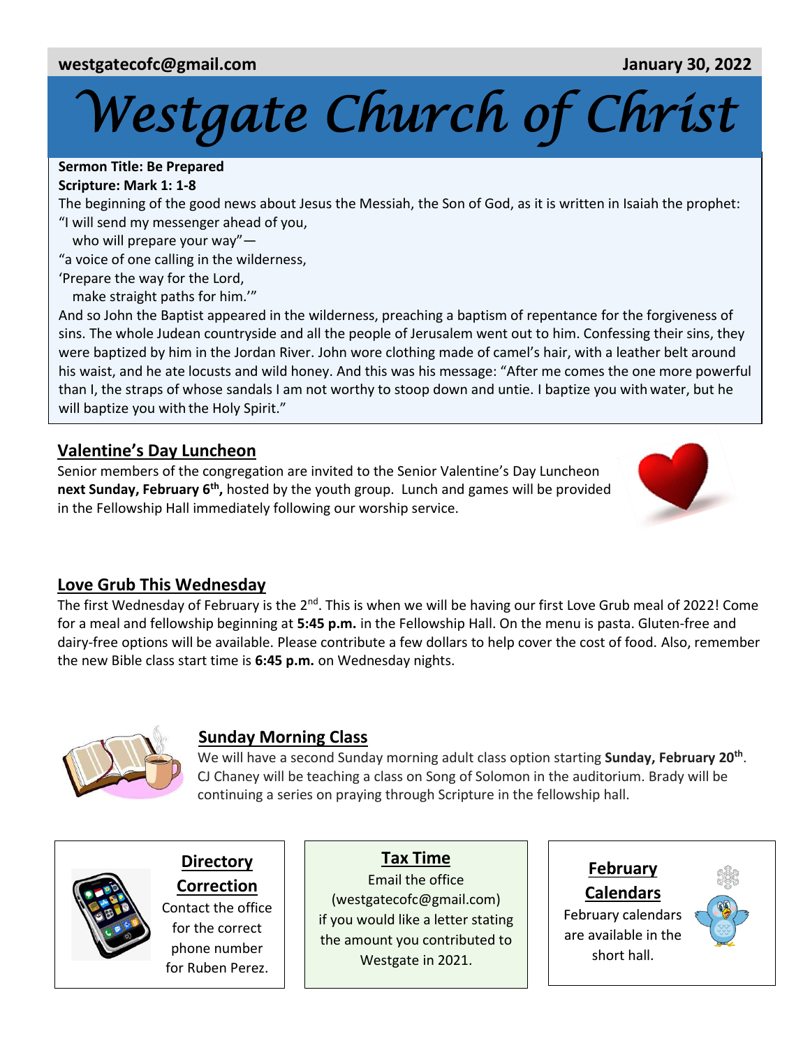westgatecofc@gmail.com

January 30, 2022

# Westgate Church of Christ

**Sermon Title: Be Prepared**
**Scripture: Mark 1: 1-8**

The beginning of the good news about Jesus the Messiah, the Son of God, as it is written in Isaiah the prophet:
"I will send my messenger ahead of you,
  who will prepare your way"—
"a voice of one calling in the wilderness,
'Prepare the way for the Lord,
  make straight paths for him.'"

And so John the Baptist appeared in the wilderness, preaching a baptism of repentance for the forgiveness of sins. The whole Judean countryside and all the people of Jerusalem went out to him. Confessing their sins, they were baptized by him in the Jordan River. John wore clothing made of camel's hair, with a leather belt around his waist, and he ate locusts and wild honey. And this was his message: "After me comes the one more powerful than I, the straps of whose sandals I am not worthy to stoop down and untie. I baptize you with water, but he will baptize you with the Holy Spirit."

## Valentine's Day Luncheon

Senior members of the congregation are invited to the Senior Valentine's Day Luncheon **next Sunday, February 6th,** hosted by the youth group. Lunch and games will be provided in the Fellowship Hall immediately following our worship service.

## Love Grub This Wednesday

The first Wednesday of February is the 2nd. This is when we will be having our first Love Grub meal of 2022! Come for a meal and fellowship beginning at **5:45 p.m.** in the Fellowship Hall. On the menu is pasta. Gluten-free and dairy-free options will be available. Please contribute a few dollars to help cover the cost of food. Also, remember the new Bible class start time is **6:45 p.m.** on Wednesday nights.

## Sunday Morning Class

We will have a second Sunday morning adult class option starting **Sunday, February 20th**. CJ Chaney will be teaching a class on Song of Solomon in the auditorium. Brady will be continuing a series on praying through Scripture in the fellowship hall.

## Directory Correction

Contact the office for the correct phone number for Ruben Perez.

## Tax Time

Email the office (westgatecofc@gmail.com) if you would like a letter stating the amount you contributed to Westgate in 2021.

## February Calendars

February calendars are available in the short hall.